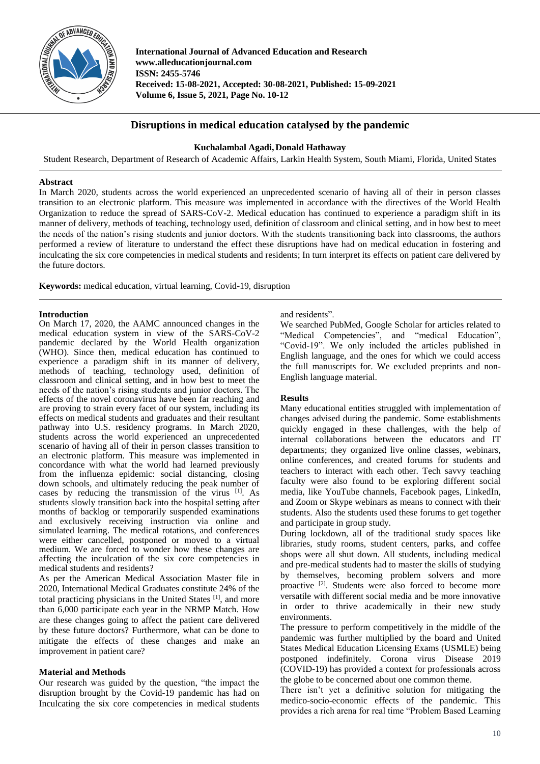# Disruptions in medical education catalysed by the pandemic

**Kuchalambal Agadi, Donald Hathaway**

Student Research, Department of Research of Academic Affairs, Larkin Health System, South Miami, Florida, United States

## Abstract

In March 2020, students across the world experienced an unprecedented scenario of having all of their in person classes transition to an electronic platform. This measure was implemented in accordance with the directives of the World Health Organization to reduce the spread of SARS-CoV-2. Medical education has continued to experience a paradigm shift in its manner of delivery, methods of teaching, technology used, definition of classroom and clinical setting, and in how best to meet the needs of the nation's rising students and junior doctors. With the students transitioning back into classrooms, the authors performed a review of literature to understand the effect these disruptions have had on medical education in fostering and inculcating the six core competencies in medical students and residents; In turn interpret its effects on patient care delivered by the future doctors.

**Keywords:** medical education, virtual learning, Covid-19, disruption

## Introduction

On March 17, 2020, the AAMC announced changes in the medical education system in view of the SARS-CoV-2 pandemic declared by the World Health organization (WHO). Since then, medical education has continued to experience a paradigm shift in its manner of delivery, methods of teaching, technology used, definition of classroom and clinical setting, and in how best to meet the needs of the nation's rising students and junior doctors. The effects of the novel coronavirus have been far reaching and are proving to strain every facet of our system, including its effects on medical students and graduates and their resultant pathway into U.S. residency programs. In March 2020, students across the world experienced an unprecedented scenario of having all of their in person classes transition to an electronic platform. This measure was implemented in concordance with what the world had learned previously from the influenza epidemic: social distancing, closing down schools, and ultimately reducing the peak number of cases by reducing the transmission of the virus [1]. As students slowly transition back into the hospital setting after months of backlog or temporarily suspended examinations and exclusively receiving instruction via online and simulated learning. The medical rotations, and conferences were either cancelled, postponed or moved to a virtual medium. We are forced to wonder how these changes are affecting the inculcation of the six core competencies in medical students and residents?

As per the American Medical Association Master file in 2020, International Medical Graduates constitute 24% of the total practicing physicians in the United States [1], and more than 6,000 participate each year in the NRMP Match. How are these changes going to affect the patient care delivered by these future doctors? Furthermore, what can be done to mitigate the effects of these changes and make an improvement in patient care?

## Material and Methods

Our research was guided by the question, "the impact the disruption brought by the Covid-19 pandemic has had on Inculcating the six core competencies in medical students and residents".

We searched PubMed, Google Scholar for articles related to "Medical Competencies", and "medical Education", "Covid-19". We only included the articles published in English language, and the ones for which we could access the full manuscripts for. We excluded preprints and non-English language material.

## Results

Many educational entities struggled with implementation of changes advised during the pandemic. Some establishments quickly engaged in these challenges, with the help of internal collaborations between the educators and IT departments; they organized live online classes, webinars, online conferences, and created forums for students and teachers to interact with each other. Tech savvy teaching faculty were also found to be exploring different social media, like YouTube channels, Facebook pages, LinkedIn, and Zoom or Skype webinars as means to connect with their students. Also the students used these forums to get together and participate in group study.

During lockdown, all of the traditional study spaces like libraries, study rooms, student centers, parks, and coffee shops were all shut down. All students, including medical and pre-medical students had to master the skills of studying by themselves, becoming problem solvers and more proactive [2]. Students were also forced to become more versatile with different social media and be more innovative in order to thrive academically in their new study environments.

The pressure to perform competitively in the middle of the pandemic was further multiplied by the board and United States Medical Education Licensing Exams (USMLE) being postponed indefinitely. Corona virus Disease 2019 (COVID-19) has provided a context for professionals across the globe to be concerned about one common theme.

There isn't yet a definitive solution for mitigating the medico-socio-economic effects of the pandemic. This provides a rich arena for real time "Problem Based Learning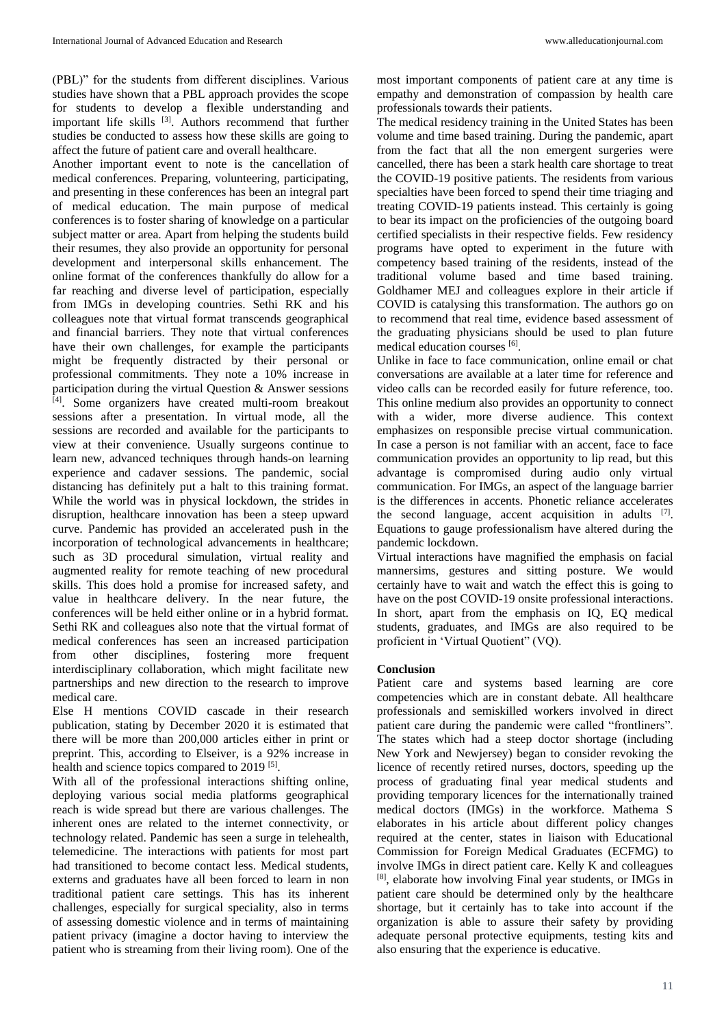(PBL)" for the students from different disciplines. Various studies have shown that a PBL approach provides the scope for students to develop a flexible understanding and important life skills [3]. Authors recommend that further studies be conducted to assess how these skills are going to affect the future of patient care and overall healthcare.

Another important event to note is the cancellation of medical conferences. Preparing, volunteering, participating, and presenting in these conferences has been an integral part of medical education. The main purpose of medical conferences is to foster sharing of knowledge on a particular subject matter or area. Apart from helping the students build their resumes, they also provide an opportunity for personal development and interpersonal skills enhancement. The online format of the conferences thankfully do allow for a far reaching and diverse level of participation, especially from IMGs in developing countries. Sethi RK and his colleagues note that virtual format transcends geographical and financial barriers. They note that virtual conferences have their own challenges, for example the participants might be frequently distracted by their personal or professional commitments. They note a 10% increase in participation during the virtual Question & Answer sessions [4]. Some organizers have created multi-room breakout sessions after a presentation. In virtual mode, all the sessions are recorded and available for the participants to view at their convenience. Usually surgeons continue to learn new, advanced techniques through hands-on learning experience and cadaver sessions. The pandemic, social distancing has definitely put a halt to this training format. While the world was in physical lockdown, the strides in disruption, healthcare innovation has been a steep upward curve. Pandemic has provided an accelerated push in the incorporation of technological advancements in healthcare; such as 3D procedural simulation, virtual reality and augmented reality for remote teaching of new procedural skills. This does hold a promise for increased safety, and value in healthcare delivery. In the near future, the conferences will be held either online or in a hybrid format. Sethi RK and colleagues also note that the virtual format of medical conferences has seen an increased participation from other disciplines, fostering more frequent interdisciplinary collaboration, which might facilitate new partnerships and new direction to the research to improve medical care.

Else H mentions COVID cascade in their research publication, stating by December 2020 it is estimated that there will be more than 200,000 articles either in print or preprint. This, according to Elseiver, is a 92% increase in health and science topics compared to 2019 [5].

With all of the professional interactions shifting online, deploying various social media platforms geographical reach is wide spread but there are various challenges. The inherent ones are related to the internet connectivity, or technology related. Pandemic has seen a surge in telehealth, telemedicine. The interactions with patients for most part had transitioned to become contact less. Medical students, externs and graduates have all been forced to learn in non traditional patient care settings. This has its inherent challenges, especially for surgical speciality, also in terms of assessing domestic violence and in terms of maintaining patient privacy (imagine a doctor having to interview the patient who is streaming from their living room). One of the most important components of patient care at any time is empathy and demonstration of compassion by health care professionals towards their patients.

The medical residency training in the United States has been volume and time based training. During the pandemic, apart from the fact that all the non emergent surgeries were cancelled, there has been a stark health care shortage to treat the COVID-19 positive patients. The residents from various specialties have been forced to spend their time triaging and treating COVID-19 patients instead. This certainly is going to bear its impact on the proficiencies of the outgoing board certified specialists in their respective fields. Few residency programs have opted to experiment in the future with competency based training of the residents, instead of the traditional volume based and time based training. Goldhamer MEJ and colleagues explore in their article if COVID is catalysing this transformation. The authors go on to recommend that real time, evidence based assessment of the graduating physicians should be used to plan future medical education courses [6].

Unlike in face to face communication, online email or chat conversations are available at a later time for reference and video calls can be recorded easily for future reference, too. This online medium also provides an opportunity to connect with a wider, more diverse audience. This context emphasizes on responsible precise virtual communication. In case a person is not familiar with an accent, face to face communication provides an opportunity to lip read, but this advantage is compromised during audio only virtual communication. For IMGs, an aspect of the language barrier is the differences in accents. Phonetic reliance accelerates the second language, accent acquisition in adults [7]. Equations to gauge professionalism have altered during the pandemic lockdown.

Virtual interactions have magnified the emphasis on facial mannersims, gestures and sitting posture. We would certainly have to wait and watch the effect this is going to have on the post COVID-19 onsite professional interactions. In short, apart from the emphasis on IQ, EQ medical students, graduates, and IMGs are also required to be proficient in 'Virtual Quotient" (VQ).

## Conclusion

Patient care and systems based learning are core competencies which are in constant debate. All healthcare professionals and semiskilled workers involved in direct patient care during the pandemic were called "frontliners". The states which had a steep doctor shortage (including New York and Newjersey) began to consider revoking the licence of recently retired nurses, doctors, speeding up the process of graduating final year medical students and providing temporary licences for the internationally trained medical doctors (IMGs) in the workforce. Mathema S elaborates in his article about different policy changes required at the center, states in liaison with Educational Commission for Foreign Medical Graduates (ECFMG) to involve IMGs in direct patient care. Kelly K and colleagues [8], elaborate how involving Final year students, or IMGs in patient care should be determined only by the healthcare shortage, but it certainly has to take into account if the organization is able to assure their safety by providing adequate personal protective equipments, testing kits and also ensuring that the experience is educative.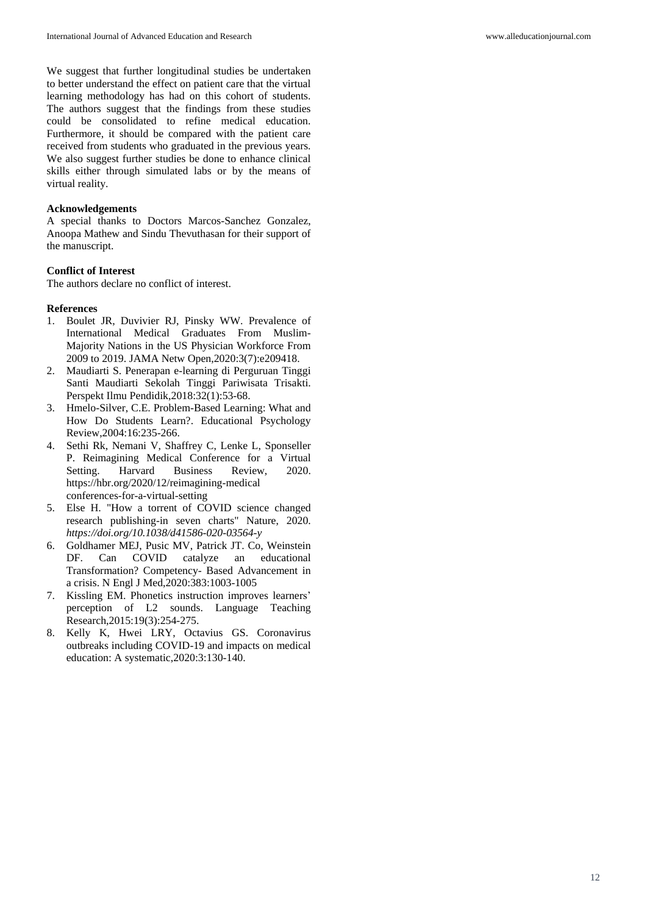We suggest that further longitudinal studies be undertaken to better understand the effect on patient care that the virtual learning methodology has had on this cohort of students. The authors suggest that the findings from these studies could be consolidated to refine medical education. Furthermore, it should be compared with the patient care received from students who graduated in the previous years. We also suggest further studies be done to enhance clinical skills either through simulated labs or by the means of virtual reality.

## Acknowledgements

A special thanks to Doctors Marcos-Sanchez Gonzalez, Anoopa Mathew and Sindu Thevuthasan for their support of the manuscript.

## Conflict of Interest

The authors declare no conflict of interest.

## References

1. Boulet JR, Duvivier RJ, Pinsky WW. Prevalence of International Medical Graduates From Muslim-Majority Nations in the US Physician Workforce From 2009 to 2019. JAMA Netw Open,2020:3(7):e209418.
2. Maudiarti S. Penerapan e-learning di Perguruan Tinggi Santi Maudiarti Sekolah Tinggi Pariwisata Trisakti. Perspekt Ilmu Pendidik,2018:32(1):53-68.
3. Hmelo-Silver, C.E. Problem-Based Learning: What and How Do Students Learn?. Educational Psychology Review,2004:16:235-266.
4. Sethi Rk, Nemani V, Shaffrey C, Lenke L, Sponseller P. Reimagining Medical Conference for a Virtual Setting. Harvard Business Review, 2020. https://hbr.org/2020/12/reimagining-medical conferences-for-a-virtual-setting
5. Else H. "How a torrent of COVID science changed research publishing-in seven charts" Nature, 2020. *https://doi.org/10.1038/d41586-020-03564-y*
6. Goldhamer MEJ, Pusic MV, Patrick JT. Co, Weinstein DF. Can COVID catalyze an educational Transformation? Competency- Based Advancement in a crisis. N Engl J Med,2020:383:1003-1005
7. Kissling EM. Phonetics instruction improves learners' perception of L2 sounds. Language Teaching Research,2015:19(3):254-275.
8. Kelly K, Hwei LRY, Octavius GS. Coronavirus outbreaks including COVID-19 and impacts on medical education: A systematic,2020:3:130-140.